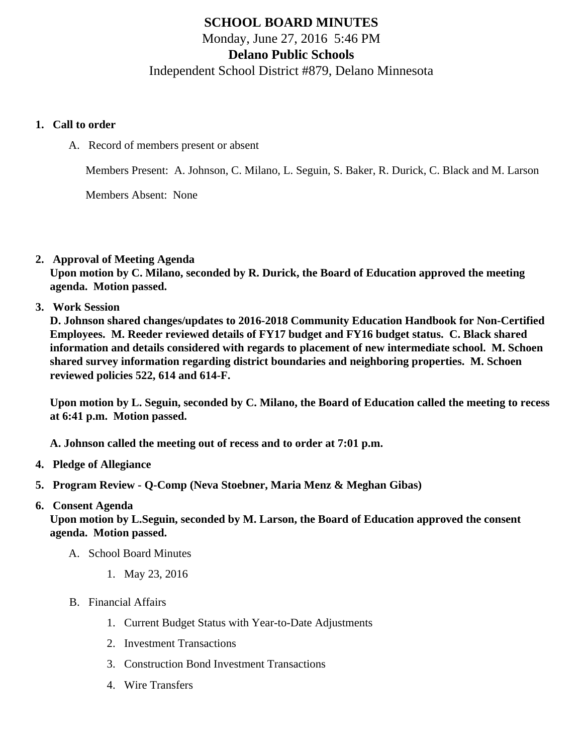# SCHOOL BOARD MINUTES

Monday, June 27, 2016 5:46 PM

**Delano Public Schools**

Independent School District #879, Delano Minnesota

1. **Call to order**

   A. Record of members present or absent

      Members Present: A. Johnson, C. Milano, L. Seguin, S. Baker, R. Durick, C. Black and M. Larson

      Members Absent: None

2. **Approval of Meeting Agenda**

   **Upon motion by C. Milano, seconded by R. Durick, the Board of Education approved the meeting agenda. Motion passed.**

3. **Work Session**

   **D. Johnson shared changes/updates to 2016-2018 Community Education Handbook for Non-Certified Employees. M. Reeder reviewed details of FY17 budget and FY16 budget status. C. Black shared information and details considered with regards to placement of new intermediate school. M. Schoen shared survey information regarding district boundaries and neighboring properties. M. Schoen reviewed policies 522, 614 and 614-F.**

   **Upon motion by L. Seguin, seconded by C. Milano, the Board of Education called the meeting to recess at 6:41 p.m. Motion passed.**

   **A. Johnson called the meeting out of recess and to order at 7:01 p.m.**

4. **Pledge of Allegiance**

5. **Program Review - Q-Comp (Neva Stoebner, Maria Menz & Meghan Gibas)**

6. **Consent Agenda**

   **Upon motion by L.Seguin, seconded by M. Larson, the Board of Education approved the consent agenda. Motion passed.**

   A. School Board Minutes

      1. May 23, 2016

   B. Financial Affairs

      1. Current Budget Status with Year-to-Date Adjustments
      2. Investment Transactions
      3. Construction Bond Investment Transactions
      4. Wire Transfers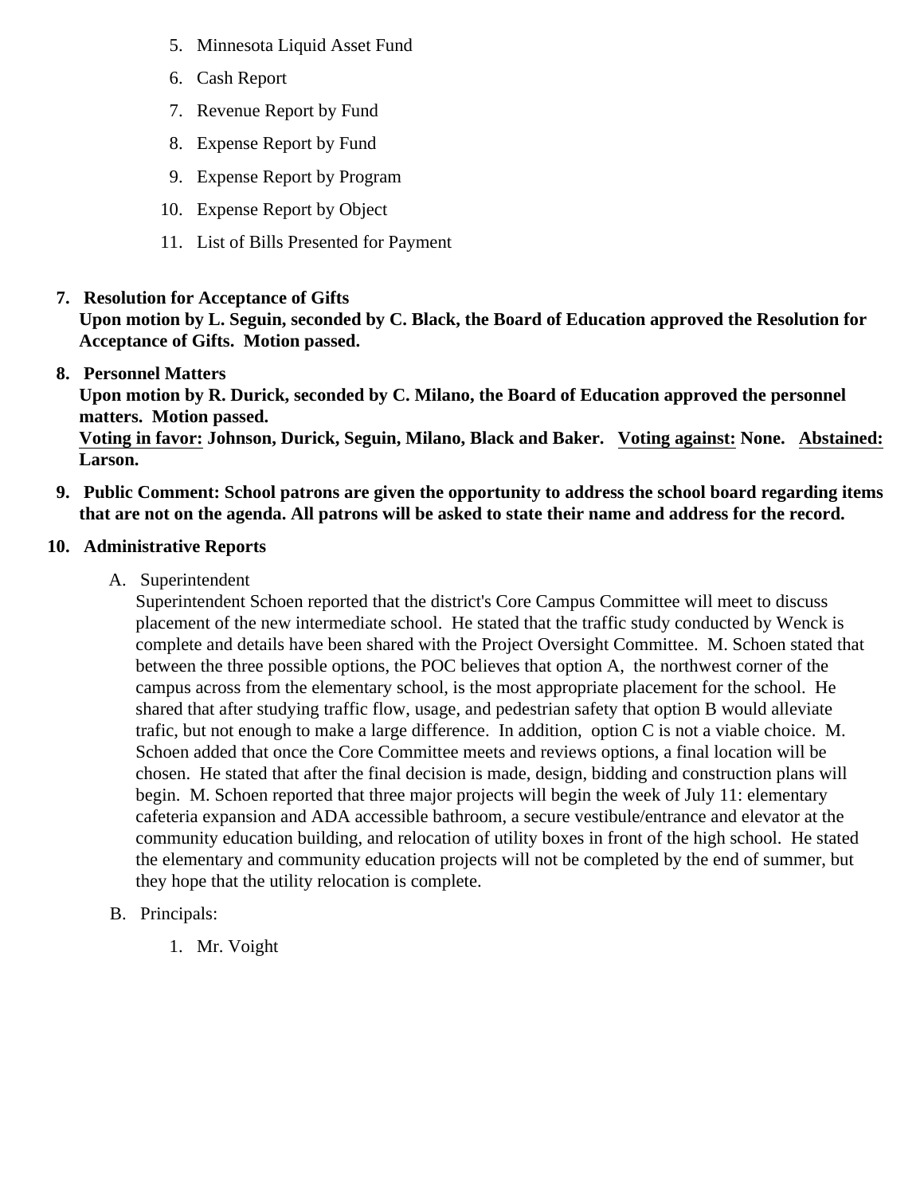5. Minnesota Liquid Asset Fund
6. Cash Report
7. Revenue Report by Fund
8. Expense Report by Fund
9. Expense Report by Program
10. Expense Report by Object
11. List of Bills Presented for Payment

7. **Resolution for Acceptance of Gifts**
   **Upon motion by L. Seguin, seconded by C. Black, the Board of Education approved the Resolution for Acceptance of Gifts. Motion passed.**

8. **Personnel Matters**
   **Upon motion by R. Durick, seconded by C. Milano, the Board of Education approved the personnel matters. Motion passed.**
   **<u>Voting in favor:</u> Johnson, Durick, Seguin, Milano, Black and Baker. <u>Voting against:</u> None. <u>Abstained:</u> Larson.**

9. **Public Comment: School patrons are given the opportunity to address the school board regarding items that are not on the agenda. All patrons will be asked to state their name and address for the record.**

10. **Administrative Reports**

    A. Superintendent
       Superintendent Schoen reported that the district's Core Campus Committee will meet to discuss placement of the new intermediate school. He stated that the traffic study conducted by Wenck is complete and details have been shared with the Project Oversight Committee. M. Schoen stated that between the three possible options, the POC believes that option A, the northwest corner of the campus across from the elementary school, is the most appropriate placement for the school. He shared that after studying traffic flow, usage, and pedestrian safety that option B would alleviate trafic, but not enough to make a large difference. In addition, option C is not a viable choice. M. Schoen added that once the Core Committee meets and reviews options, a final location will be chosen. He stated that after the final decision is made, design, bidding and construction plans will begin. M. Schoen reported that three major projects will begin the week of July 11: elementary cafeteria expansion and ADA accessible bathroom, a secure vestibule/entrance and elevator at the community education building, and relocation of utility boxes in front of the high school. He stated the elementary and community education projects will not be completed by the end of summer, but they hope that the utility relocation is complete.

    B. Principals:

       1. Mr. Voight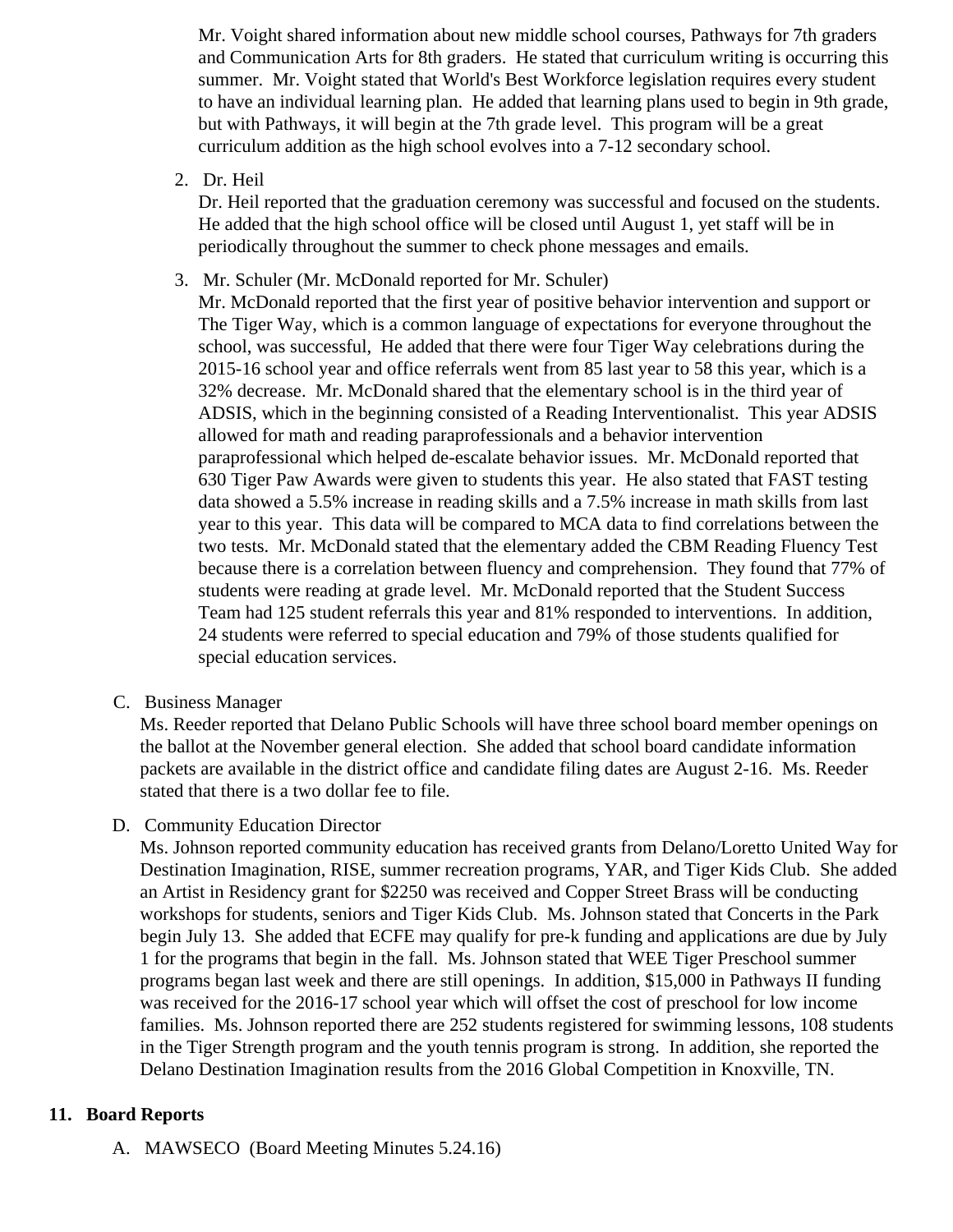Mr. Voight shared information about new middle school courses, Pathways for 7th graders and Communication Arts for 8th graders. He stated that curriculum writing is occurring this summer. Mr. Voight stated that World's Best Workforce legislation requires every student to have an individual learning plan. He added that learning plans used to begin in 9th grade, but with Pathways, it will begin at the 7th grade level. This program will be a great curriculum addition as the high school evolves into a 7-12 secondary school.

2. Dr. Heil

   Dr. Heil reported that the graduation ceremony was successful and focused on the students. He added that the high school office will be closed until August 1, yet staff will be in periodically throughout the summer to check phone messages and emails.

3. Mr. Schuler (Mr. McDonald reported for Mr. Schuler)

   Mr. McDonald reported that the first year of positive behavior intervention and support or The Tiger Way, which is a common language of expectations for everyone throughout the school, was successful, He added that there were four Tiger Way celebrations during the 2015-16 school year and office referrals went from 85 last year to 58 this year, which is a 32% decrease. Mr. McDonald shared that the elementary school is in the third year of ADSIS, which in the beginning consisted of a Reading Interventionalist. This year ADSIS allowed for math and reading paraprofessionals and a behavior intervention paraprofessional which helped de-escalate behavior issues. Mr. McDonald reported that 630 Tiger Paw Awards were given to students this year. He also stated that FAST testing data showed a 5.5% increase in reading skills and a 7.5% increase in math skills from last year to this year. This data will be compared to MCA data to find correlations between the two tests. Mr. McDonald stated that the elementary added the CBM Reading Fluency Test because there is a correlation between fluency and comprehension. They found that 77% of students were reading at grade level. Mr. McDonald reported that the Student Success Team had 125 student referrals this year and 81% responded to interventions. In addition, 24 students were referred to special education and 79% of those students qualified for special education services.

C. Business Manager

   Ms. Reeder reported that Delano Public Schools will have three school board member openings on the ballot at the November general election. She added that school board candidate information packets are available in the district office and candidate filing dates are August 2-16. Ms. Reeder stated that there is a two dollar fee to file.

D. Community Education Director

   Ms. Johnson reported community education has received grants from Delano/Loretto United Way for Destination Imagination, RISE, summer recreation programs, YAR, and Tiger Kids Club. She added an Artist in Residency grant for $2250 was received and Copper Street Brass will be conducting workshops for students, seniors and Tiger Kids Club. Ms. Johnson stated that Concerts in the Park begin July 13. She added that ECFE may qualify for pre-k funding and applications are due by July 1 for the programs that begin in the fall. Ms. Johnson stated that WEE Tiger Preschool summer programs began last week and there are still openings. In addition, $15,000 in Pathways II funding was received for the 2016-17 school year which will offset the cost of preschool for low income families. Ms. Johnson reported there are 252 students registered for swimming lessons, 108 students in the Tiger Strength program and the youth tennis program is strong. In addition, she reported the Delano Destination Imagination results from the 2016 Global Competition in Knoxville, TN.

## 11. Board Reports

A. MAWSECO (Board Meeting Minutes 5.24.16)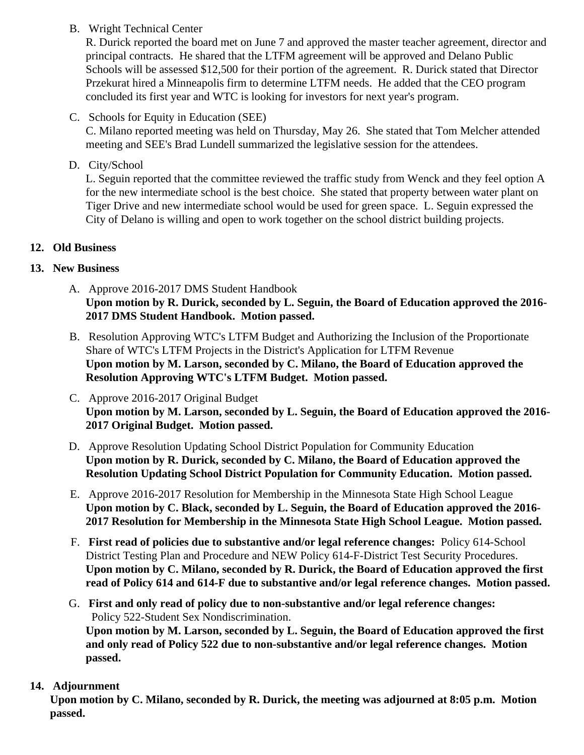B. Wright Technical Center

R. Durick reported the board met on June 7 and approved the master teacher agreement, director and principal contracts. He shared that the LTFM agreement will be approved and Delano Public Schools will be assessed $12,500 for their portion of the agreement. R. Durick stated that Director Przekurat hired a Minneapolis firm to determine LTFM needs. He added that the CEO program concluded its first year and WTC is looking for investors for next year's program.

C. Schools for Equity in Education (SEE)

C. Milano reported meeting was held on Thursday, May 26. She stated that Tom Melcher attended meeting and SEE's Brad Lundell summarized the legislative session for the attendees.

D. City/School

L. Seguin reported that the committee reviewed the traffic study from Wenck and they feel option A for the new intermediate school is the best choice. She stated that property between water plant on Tiger Drive and new intermediate school would be used for green space. L. Seguin expressed the City of Delano is willing and open to work together on the school district building projects.

**12. Old Business**

**13. New Business**

A. Approve 2016-2017 DMS Student Handbook

**Upon motion by R. Durick, seconded by L. Seguin, the Board of Education approved the 2016-2017 DMS Student Handbook. Motion passed.**

B. Resolution Approving WTC's LTFM Budget and Authorizing the Inclusion of the Proportionate Share of WTC's LTFM Projects in the District's Application for LTFM Revenue

**Upon motion by M. Larson, seconded by C. Milano, the Board of Education approved the Resolution Approving WTC's LTFM Budget. Motion passed.**

C. Approve 2016-2017 Original Budget

**Upon motion by M. Larson, seconded by L. Seguin, the Board of Education approved the 2016-2017 Original Budget. Motion passed.**

D. Approve Resolution Updating School District Population for Community Education

**Upon motion by R. Durick, seconded by C. Milano, the Board of Education approved the Resolution Updating School District Population for Community Education. Motion passed.**

E. Approve 2016-2017 Resolution for Membership in the Minnesota State High School League

**Upon motion by C. Black, seconded by L. Seguin, the Board of Education approved the 2016-2017 Resolution for Membership in the Minnesota State High School League. Motion passed.**

F. **First read of policies due to substantive and/or legal reference changes:** Policy 614-School District Testing Plan and Procedure and NEW Policy 614-F-District Test Security Procedures.

**Upon motion by C. Milano, seconded by R. Durick, the Board of Education approved the first read of Policy 614 and 614-F due to substantive and/or legal reference changes. Motion passed.**

G. **First and only read of policy due to non-substantive and/or legal reference changes:** Policy 522-Student Sex Nondiscrimination.

**Upon motion by M. Larson, seconded by L. Seguin, the Board of Education approved the first and only read of Policy 522 due to non-substantive and/or legal reference changes. Motion passed.**

**14. Adjournment**

**Upon motion by C. Milano, seconded by R. Durick, the meeting was adjourned at 8:05 p.m. Motion passed.**